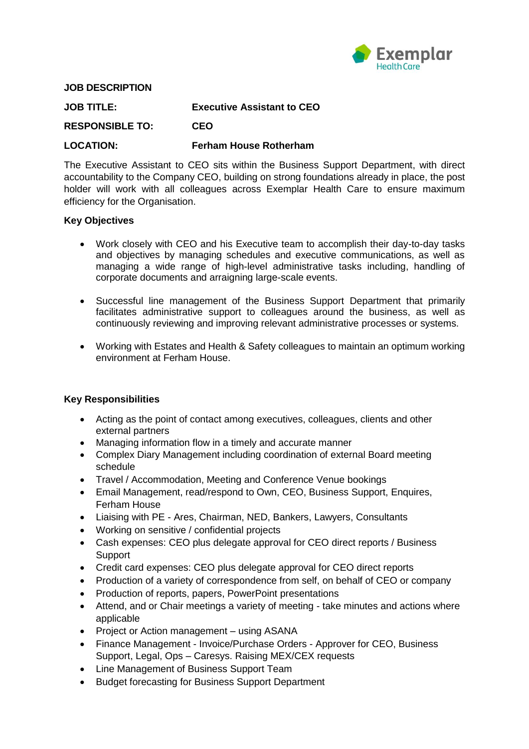Exemplar Health Care

**JOB DESCRIPTION**

| | |
|---|---|
| **JOB TITLE:** | **Executive Assistant to CEO** |
| **RESPONSIBLE TO:** | **CEO** |
| **LOCATION:** | **Ferham House Rotherham** |

The Executive Assistant to CEO sits within the Business Support Department, with direct accountability to the Company CEO, building on strong foundations already in place, the post holder will work with all colleagues across Exemplar Health Care to ensure maximum efficiency for the Organisation.

**Key Objectives**

- Work closely with CEO and his Executive team to accomplish their day-to-day tasks and objectives by managing schedules and executive communications, as well as managing a wide range of high-level administrative tasks including, handling of corporate documents and arraigning large-scale events.
- Successful line management of the Business Support Department that primarily facilitates administrative support to colleagues around the business, as well as continuously reviewing and improving relevant administrative processes or systems.
- Working with Estates and Health & Safety colleagues to maintain an optimum working environment at Ferham House.

**Key Responsibilities**

- Acting as the point of contact among executives, colleagues, clients and other external partners
- Managing information flow in a timely and accurate manner
- Complex Diary Management including coordination of external Board meeting schedule
- Travel / Accommodation, Meeting and Conference Venue bookings
- Email Management, read/respond to Own, CEO, Business Support, Enquires, Ferham House
- Liaising with PE - Ares, Chairman, NED, Bankers, Lawyers, Consultants
- Working on sensitive / confidential projects
- Cash expenses: CEO plus delegate approval for CEO direct reports / Business Support
- Credit card expenses: CEO plus delegate approval for CEO direct reports
- Production of a variety of correspondence from self, on behalf of CEO or company
- Production of reports, papers, PowerPoint presentations
- Attend, and or Chair meetings a variety of meeting - take minutes and actions where applicable
- Project or Action management – using ASANA
- Finance Management - Invoice/Purchase Orders - Approver for CEO, Business Support, Legal, Ops – Caresys. Raising MEX/CEX requests
- Line Management of Business Support Team
- Budget forecasting for Business Support Department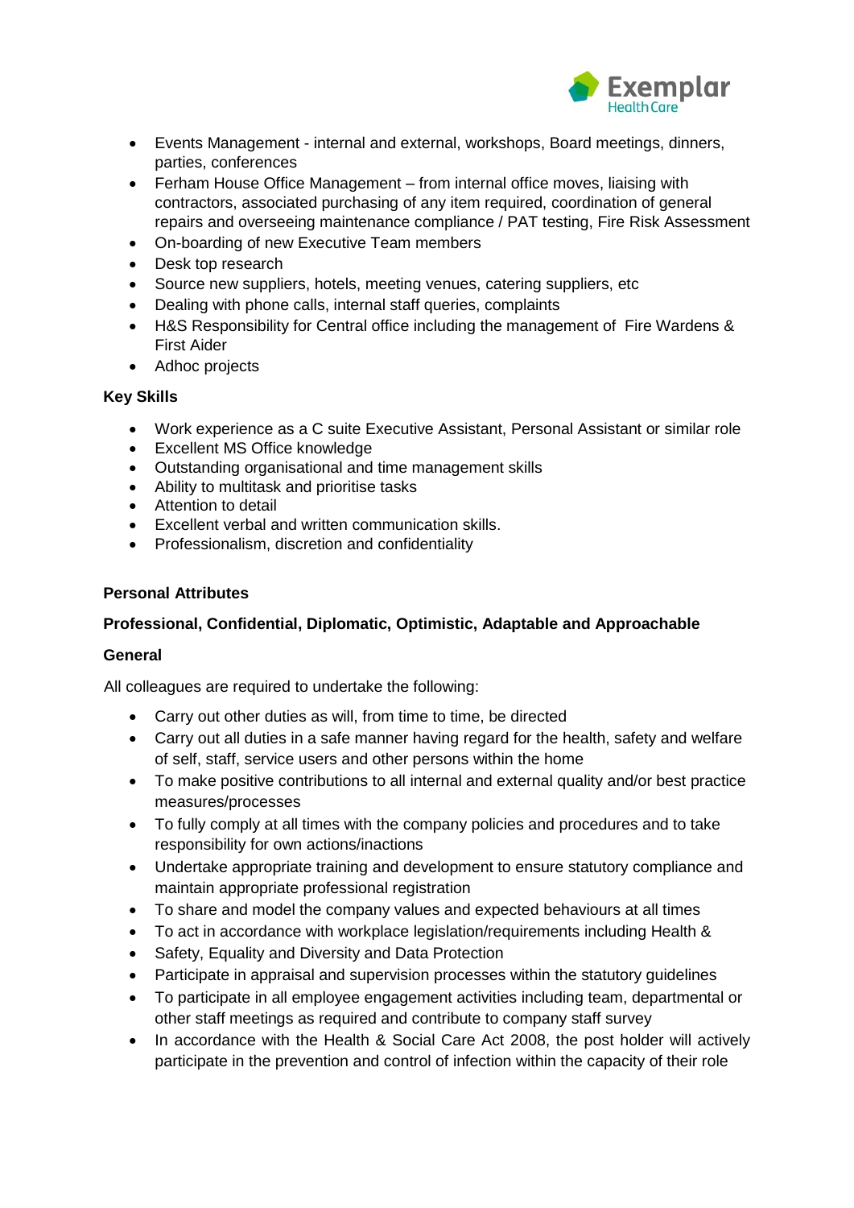- Events Management - internal and external, workshops, Board meetings, dinners, parties, conferences
- Ferham House Office Management – from internal office moves, liaising with contractors, associated purchasing of any item required, coordination of general repairs and overseeing maintenance compliance / PAT testing, Fire Risk Assessment
- On-boarding of new Executive Team members
- Desk top research
- Source new suppliers, hotels, meeting venues, catering suppliers, etc
- Dealing with phone calls, internal staff queries, complaints
- H&S Responsibility for Central office including the management of Fire Wardens & First Aider
- Adhoc projects

**Key Skills**

- Work experience as a C suite Executive Assistant, Personal Assistant or similar role
- Excellent MS Office knowledge
- Outstanding organisational and time management skills
- Ability to multitask and prioritise tasks
- Attention to detail
- Excellent verbal and written communication skills.
- Professionalism, discretion and confidentiality

**Personal Attributes**

**Professional, Confidential, Diplomatic, Optimistic, Adaptable and Approachable**

**General**

All colleagues are required to undertake the following:

- Carry out other duties as will, from time to time, be directed
- Carry out all duties in a safe manner having regard for the health, safety and welfare of self, staff, service users and other persons within the home
- To make positive contributions to all internal and external quality and/or best practice measures/processes
- To fully comply at all times with the company policies and procedures and to take responsibility for own actions/inactions
- Undertake appropriate training and development to ensure statutory compliance and maintain appropriate professional registration
- To share and model the company values and expected behaviours at all times
- To act in accordance with workplace legislation/requirements including Health &
- Safety, Equality and Diversity and Data Protection
- Participate in appraisal and supervision processes within the statutory guidelines
- To participate in all employee engagement activities including team, departmental or other staff meetings as required and contribute to company staff survey
- In accordance with the Health & Social Care Act 2008, the post holder will actively participate in the prevention and control of infection within the capacity of their role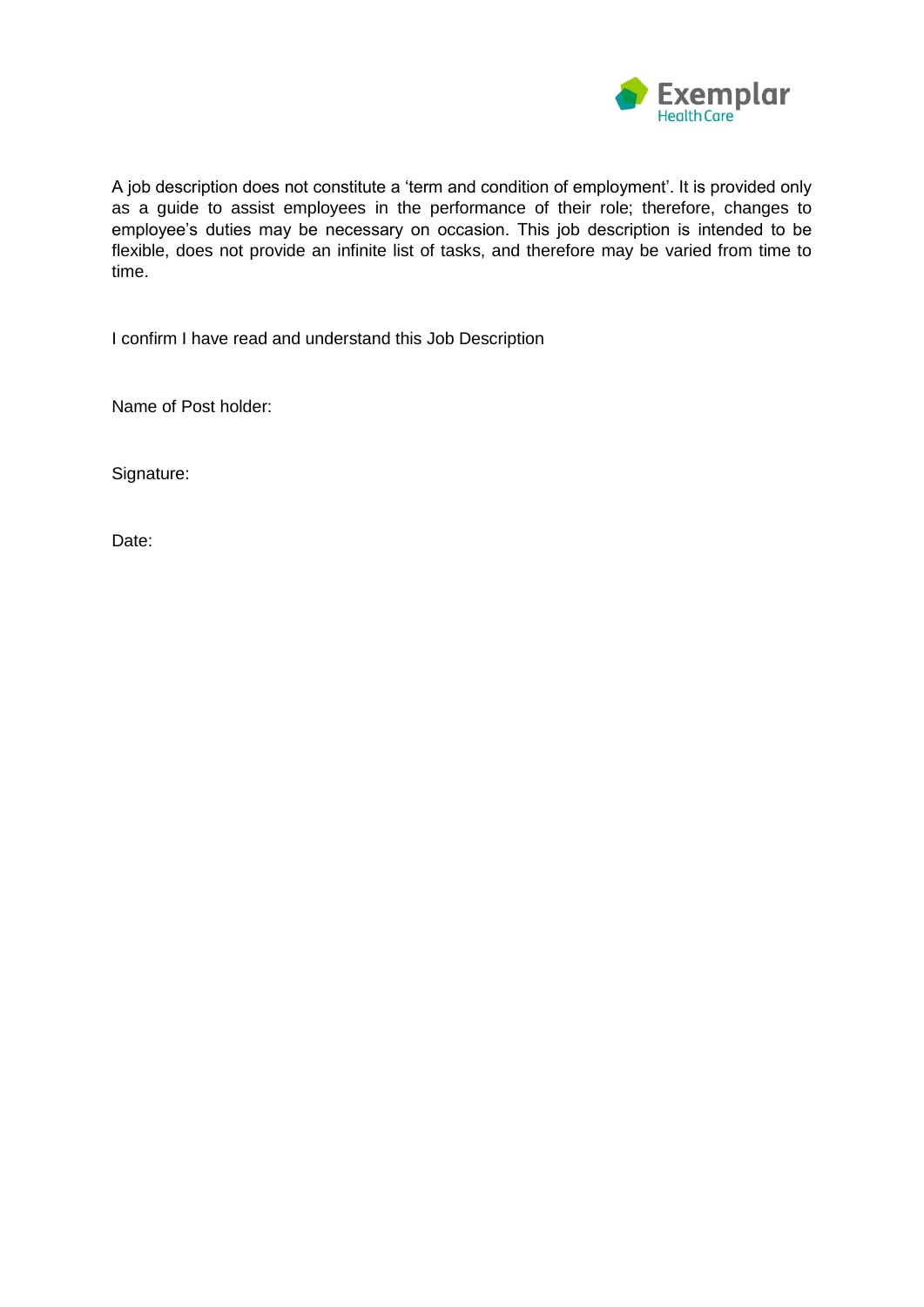A job description does not constitute a 'term and condition of employment'. It is provided only as a guide to assist employees in the performance of their role; therefore, changes to employee's duties may be necessary on occasion. This job description is intended to be flexible, does not provide an infinite list of tasks, and therefore may be varied from time to time.

I confirm I have read and understand this Job Description

Name of Post holder:

Signature:

Date: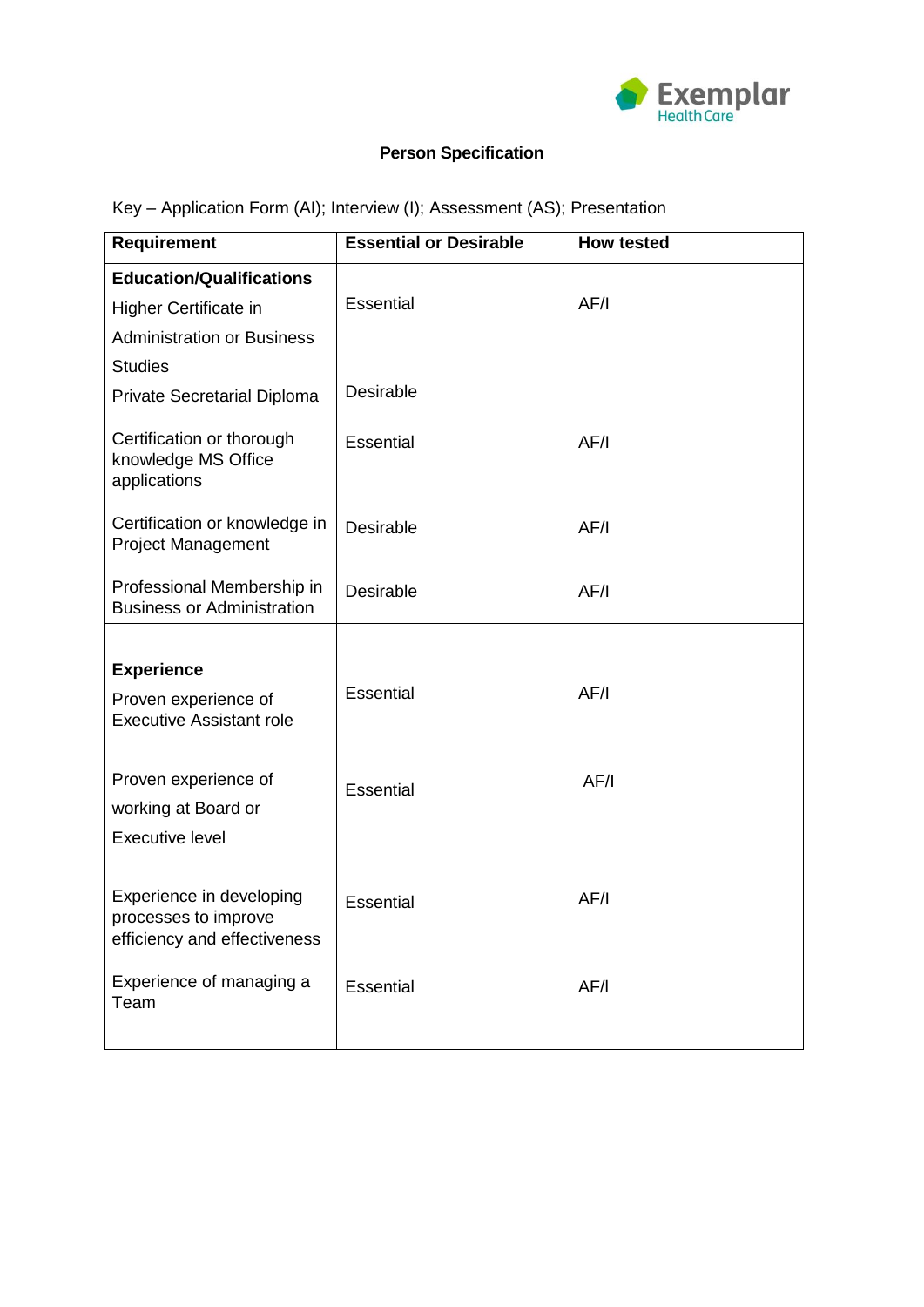**Person Specification**

Key – Application Form (AI); Interview (I); Assessment (AS); Presentation

| Requirement | Essential or Desirable | How tested |
|---|---|---|
| **Education/Qualifications** | | |
| Higher Certificate in Administration or Business Studies | Essential | AF/I |
| Private Secretarial Diploma | Desirable | |
| Certification or thorough knowledge MS Office applications | Essential | AF/I |
| Certification or knowledge in Project Management | Desirable | AF/I |
| Professional Membership in Business or Administration | Desirable | AF/I |
| **Experience** | | |
| Proven experience of Executive Assistant role | Essential | AF/I |
| Proven experience of working at Board or Executive level | Essential | AF/I |
| Experience in developing processes to improve efficiency and effectiveness | Essential | AF/I |
| Experience of managing a Team | Essential | AF/I |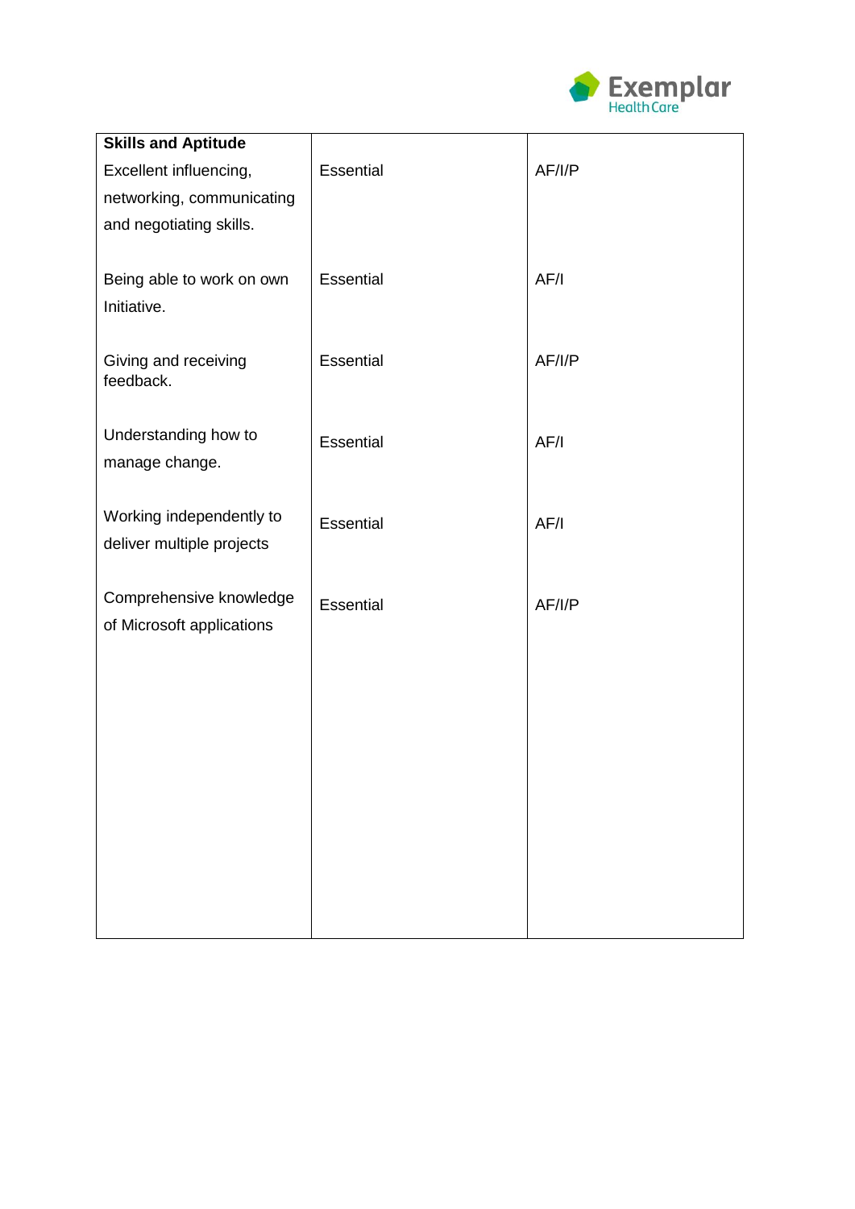| **Skills and Aptitude** | | |
|---|---|---|
| Excellent influencing, networking, communicating and negotiating skills. | Essential | AF/I/P |
| Being able to work on own Initiative. | Essential | AF/I |
| Giving and receiving feedback. | Essential | AF/I/P |
| Understanding how to manage change. | Essential | AF/I |
| Working independently to deliver multiple projects | Essential | AF/I |
| Comprehensive knowledge of Microsoft applications | Essential | AF/I/P |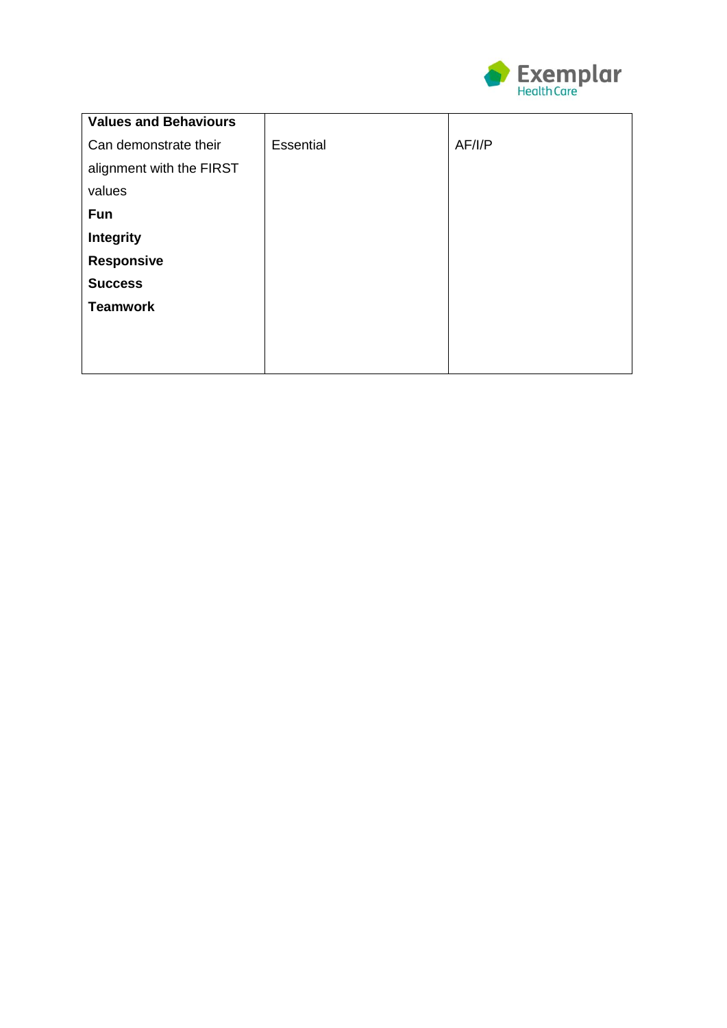| | | |
|---|---|---|
| **Values and Behaviours**<br>Can demonstrate their alignment with the FIRST values<br>**Fun**<br>**Integrity**<br>**Responsive**<br>**Success**<br>**Teamwork** | Essential | AF/I/P |